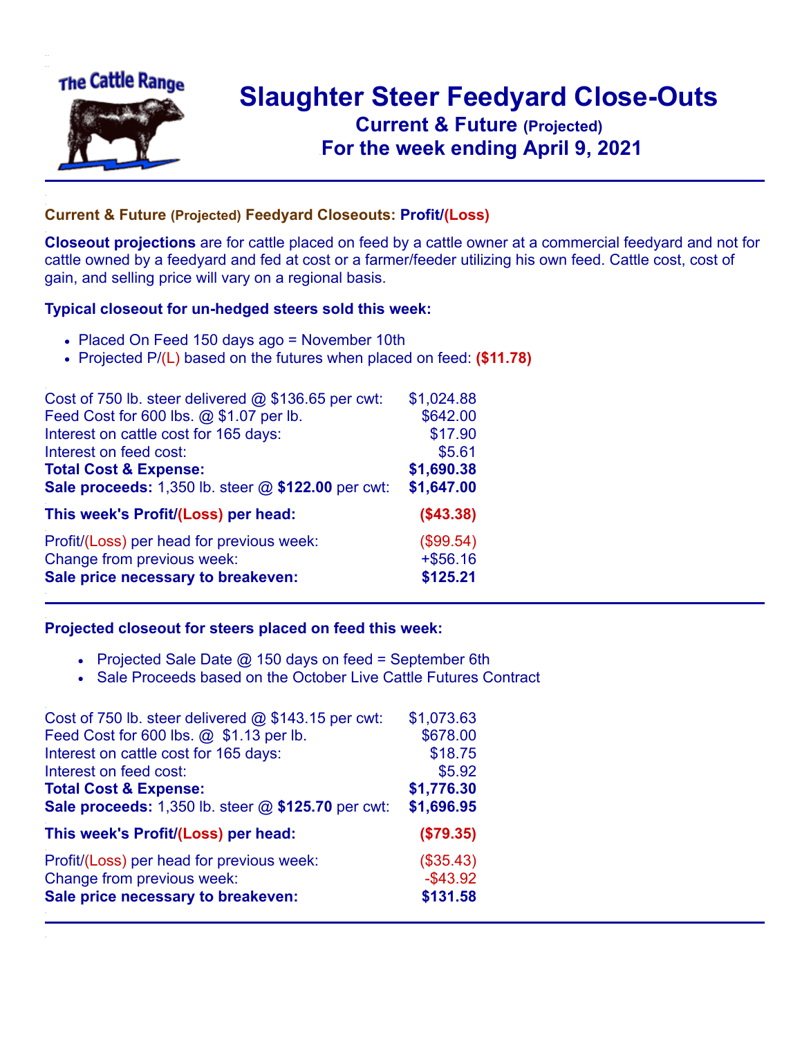# Slaughter Steer Feedyard Close-Outs

## Current & Future (Projected)

## For the week ending April 9, 2021

### Current & Future (Projected) Feedyard Closeouts: Profit/(Loss)

**Closeout projections** are for cattle placed on feed by a cattle owner at a commercial feedyard and not for cattle owned by a feedyard and fed at cost or a farmer/feeder utilizing his own feed. Cattle cost, cost of gain, and selling price will vary on a regional basis.

### Typical closeout for un-hedged steers sold this week:

- Placed On Feed 150 days ago = November 10th
- Projected P/(L) based on the futures when placed on feed: **($11.78)**

| | |
|---|---:|
| Cost of 750 lb. steer delivered @ $136.65 per cwt: | $1,024.88 |
| Feed Cost for 600 lbs. @ $1.07 per lb. | $642.00 |
| Interest on cattle cost for 165 days: | $17.90 |
| Interest on feed cost: | $5.61 |
| **Total Cost & Expense:** | **$1,690.38** |
| **Sale proceeds:** 1,350 lb. steer @ **$122.00** per cwt: | **$1,647.00** |
| **This week's Profit/(Loss) per head:** | **($43.38)** |
| Profit/(Loss) per head for previous week: | ($99.54) |
| Change from previous week: | +$56.16 |
| **Sale price necessary to breakeven:** | **$125.21** |

### Projected closeout for steers placed on feed this week:

- Projected Sale Date @ 150 days on feed = September 6th
- Sale Proceeds based on the October Live Cattle Futures Contract

| | |
|---|---:|
| Cost of 750 lb. steer delivered @ $143.15 per cwt: | $1,073.63 |
| Feed Cost for 600 lbs. @ $1.13 per lb. | $678.00 |
| Interest on cattle cost for 165 days: | $18.75 |
| Interest on feed cost: | $5.92 |
| **Total Cost & Expense:** | **$1,776.30** |
| **Sale proceeds:** 1,350 lb. steer @ **$125.70** per cwt: | **$1,696.95** |
| **This week's Profit/(Loss) per head:** | **($79.35)** |
| Profit/(Loss) per head for previous week: | ($35.43) |
| Change from previous week: | -$43.92 |
| **Sale price necessary to breakeven:** | **$131.58** |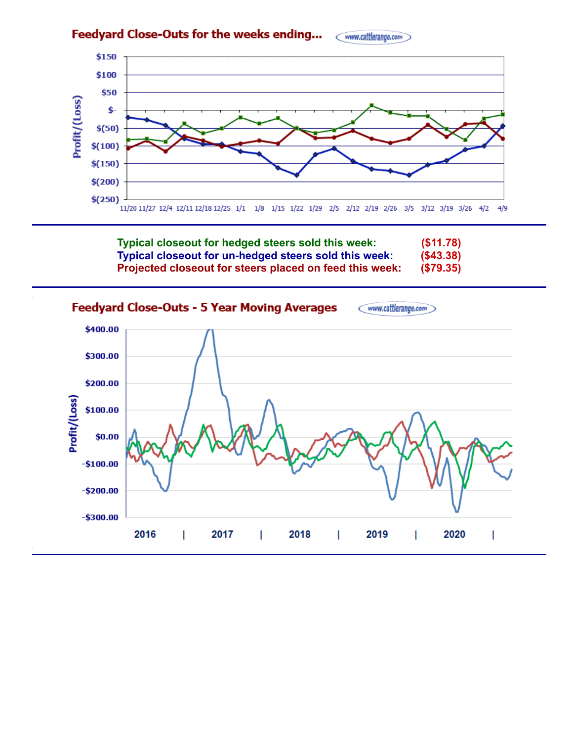## Feedyard Close-Outs for the weeks ending...

www.cattlerange.com

$150
$100
$50
$-
$(50)
$(100)
$(150)
$(200)
$(250)

Profit/(Loss)

11/20 11/27 12/4 12/11 12/18 12/25 1/1 1/8 1/15 1/22 1/29 2/5 2/12 2/19 2/26 3/5 3/12 3/19 3/26 4/2 4/9

---

**Typical closeout for hedged steers sold this week:** **($11.78)**
**Typical closeout for un-hedged steers sold this week:** **($43.38)**
**Projected closeout for steers placed on feed this week:** **($79.35)**

---

## Feedyard Close-Outs - 5 Year Moving Averages

www.cattlerange.com

$400.00
$300.00
$200.00
$100.00
$0.00
-$100.00
-$200.00
-$300.00

Profit/(Loss)

2016 | 2017 | 2018 | 2019 | 2020 |